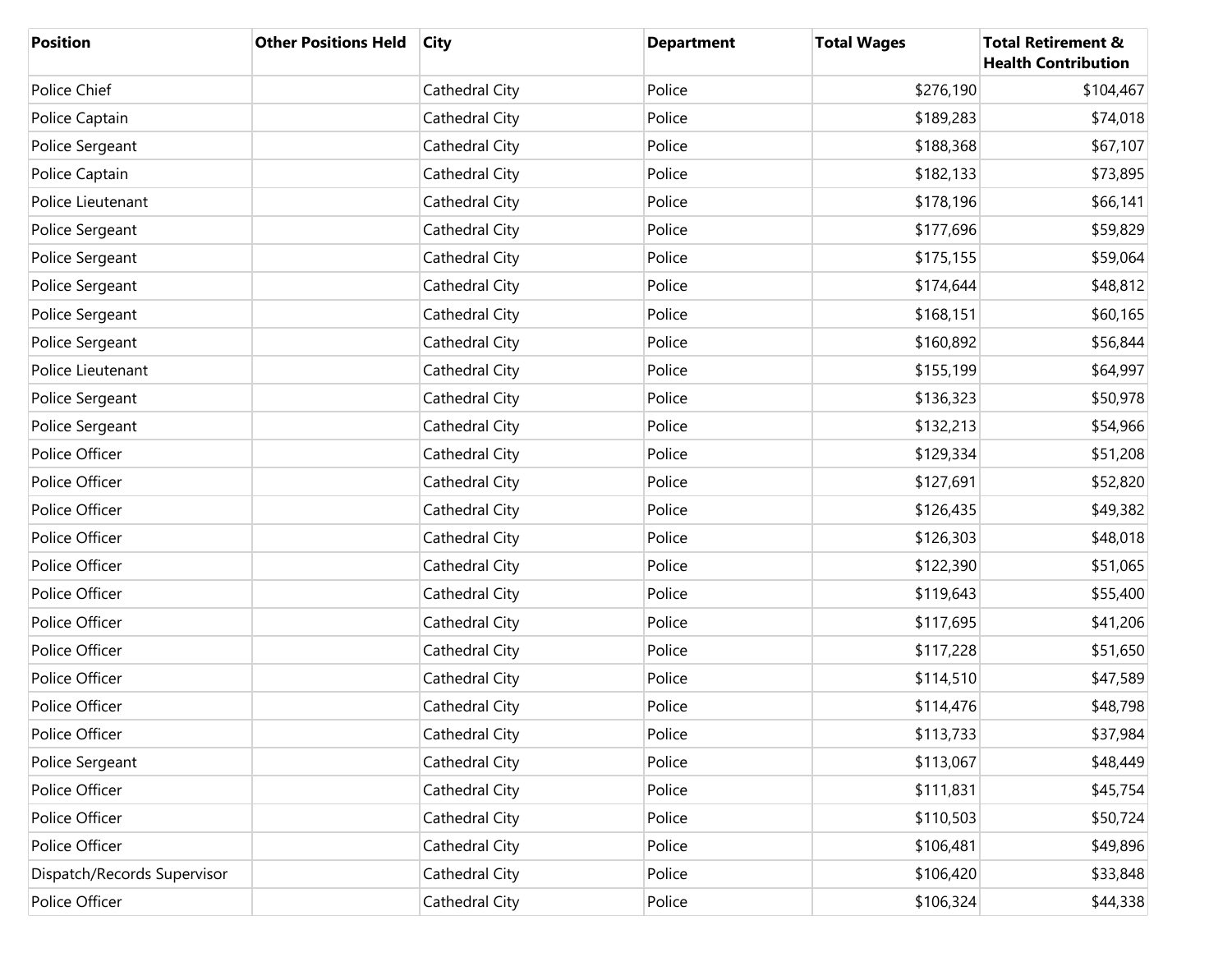| Position | Other Positions Held | City | Department | Total Wages | Total Retirement & Health Contribution |
|---|---|---|---|---|---|
| Police Chief | | Cathedral City | Police | $276,190 | $104,467 |
| Police Captain | | Cathedral City | Police | $189,283 | $74,018 |
| Police Sergeant | | Cathedral City | Police | $188,368 | $67,107 |
| Police Captain | | Cathedral City | Police | $182,133 | $73,895 |
| Police Lieutenant | | Cathedral City | Police | $178,196 | $66,141 |
| Police Sergeant | | Cathedral City | Police | $177,696 | $59,829 |
| Police Sergeant | | Cathedral City | Police | $175,155 | $59,064 |
| Police Sergeant | | Cathedral City | Police | $174,644 | $48,812 |
| Police Sergeant | | Cathedral City | Police | $168,151 | $60,165 |
| Police Sergeant | | Cathedral City | Police | $160,892 | $56,844 |
| Police Lieutenant | | Cathedral City | Police | $155,199 | $64,997 |
| Police Sergeant | | Cathedral City | Police | $136,323 | $50,978 |
| Police Sergeant | | Cathedral City | Police | $132,213 | $54,966 |
| Police Officer | | Cathedral City | Police | $129,334 | $51,208 |
| Police Officer | | Cathedral City | Police | $127,691 | $52,820 |
| Police Officer | | Cathedral City | Police | $126,435 | $49,382 |
| Police Officer | | Cathedral City | Police | $126,303 | $48,018 |
| Police Officer | | Cathedral City | Police | $122,390 | $51,065 |
| Police Officer | | Cathedral City | Police | $119,643 | $55,400 |
| Police Officer | | Cathedral City | Police | $117,695 | $41,206 |
| Police Officer | | Cathedral City | Police | $117,228 | $51,650 |
| Police Officer | | Cathedral City | Police | $114,510 | $47,589 |
| Police Officer | | Cathedral City | Police | $114,476 | $48,798 |
| Police Officer | | Cathedral City | Police | $113,733 | $37,984 |
| Police Sergeant | | Cathedral City | Police | $113,067 | $48,449 |
| Police Officer | | Cathedral City | Police | $111,831 | $45,754 |
| Police Officer | | Cathedral City | Police | $110,503 | $50,724 |
| Police Officer | | Cathedral City | Police | $106,481 | $49,896 |
| Dispatch/Records Supervisor | | Cathedral City | Police | $106,420 | $33,848 |
| Police Officer | | Cathedral City | Police | $106,324 | $44,338 |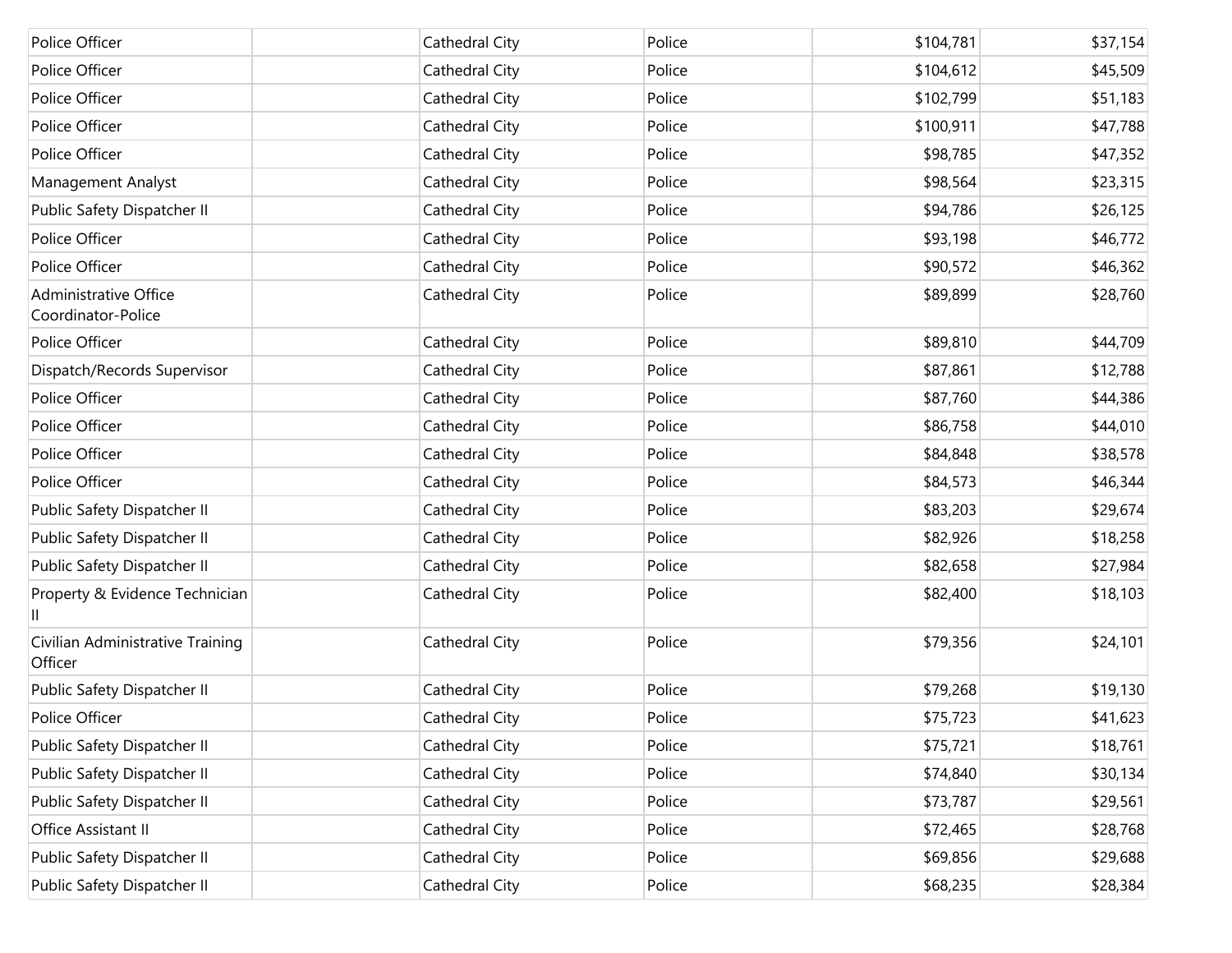| | | | | | |
|---|---|---|---|---|---|
| Police Officer | | Cathedral City | Police | $104,781 | $37,154 |
| Police Officer | | Cathedral City | Police | $104,612 | $45,509 |
| Police Officer | | Cathedral City | Police | $102,799 | $51,183 |
| Police Officer | | Cathedral City | Police | $100,911 | $47,788 |
| Police Officer | | Cathedral City | Police | $98,785 | $47,352 |
| Management Analyst | | Cathedral City | Police | $98,564 | $23,315 |
| Public Safety Dispatcher II | | Cathedral City | Police | $94,786 | $26,125 |
| Police Officer | | Cathedral City | Police | $93,198 | $46,772 |
| Police Officer | | Cathedral City | Police | $90,572 | $46,362 |
| Administrative Office Coordinator-Police | | Cathedral City | Police | $89,899 | $28,760 |
| Police Officer | | Cathedral City | Police | $89,810 | $44,709 |
| Dispatch/Records Supervisor | | Cathedral City | Police | $87,861 | $12,788 |
| Police Officer | | Cathedral City | Police | $87,760 | $44,386 |
| Police Officer | | Cathedral City | Police | $86,758 | $44,010 |
| Police Officer | | Cathedral City | Police | $84,848 | $38,578 |
| Police Officer | | Cathedral City | Police | $84,573 | $46,344 |
| Public Safety Dispatcher II | | Cathedral City | Police | $83,203 | $29,674 |
| Public Safety Dispatcher II | | Cathedral City | Police | $82,926 | $18,258 |
| Public Safety Dispatcher II | | Cathedral City | Police | $82,658 | $27,984 |
| Property & Evidence Technician II | | Cathedral City | Police | $82,400 | $18,103 |
| Civilian Administrative Training Officer | | Cathedral City | Police | $79,356 | $24,101 |
| Public Safety Dispatcher II | | Cathedral City | Police | $79,268 | $19,130 |
| Police Officer | | Cathedral City | Police | $75,723 | $41,623 |
| Public Safety Dispatcher II | | Cathedral City | Police | $75,721 | $18,761 |
| Public Safety Dispatcher II | | Cathedral City | Police | $74,840 | $30,134 |
| Public Safety Dispatcher II | | Cathedral City | Police | $73,787 | $29,561 |
| Office Assistant II | | Cathedral City | Police | $72,465 | $28,768 |
| Public Safety Dispatcher II | | Cathedral City | Police | $69,856 | $29,688 |
| Public Safety Dispatcher II | | Cathedral City | Police | $68,235 | $28,384 |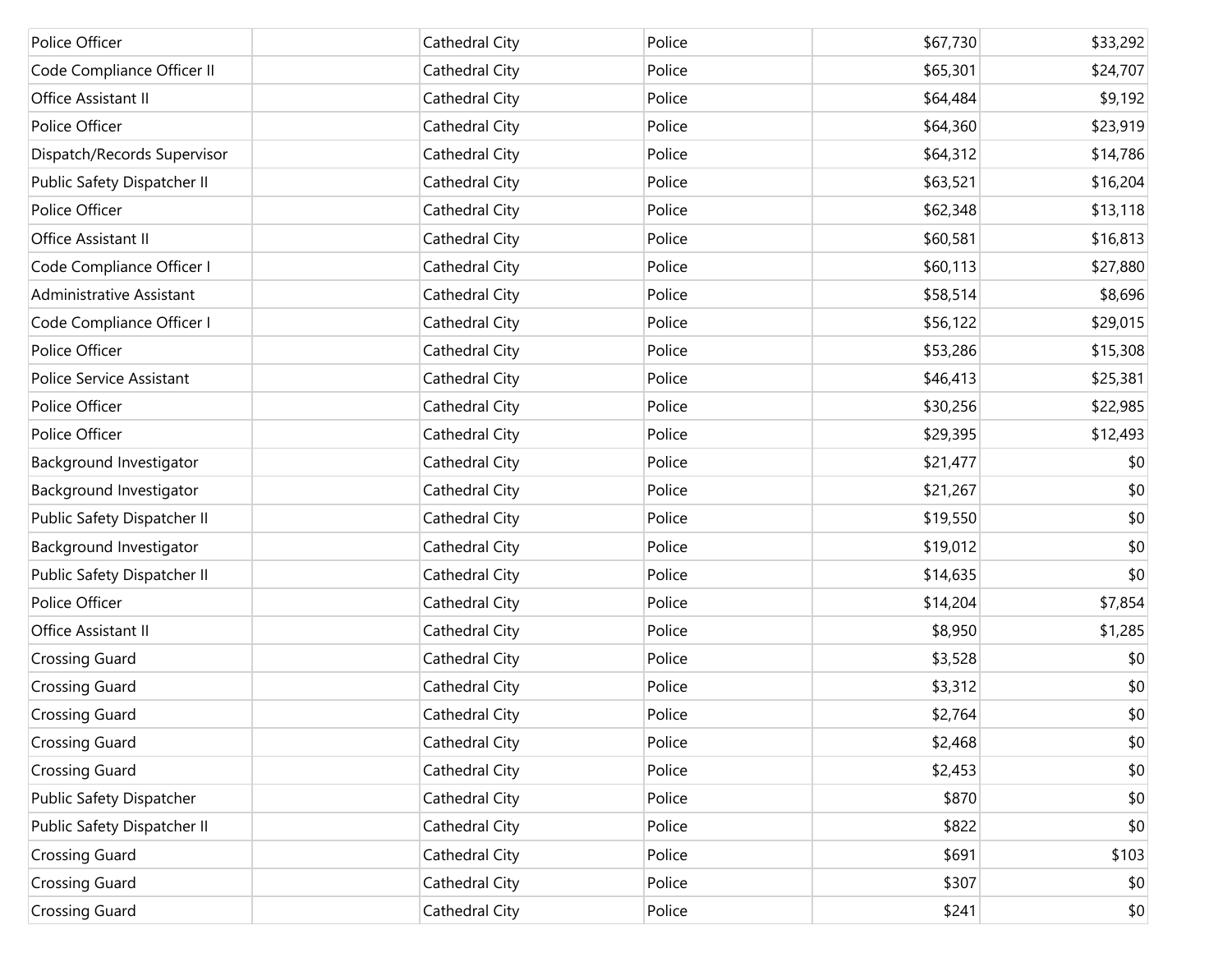| | | | | | |
|---|---|---|---|---|---|
| Police Officer | | Cathedral City | Police | $67,730 | $33,292 |
| Code Compliance Officer II | | Cathedral City | Police | $65,301 | $24,707 |
| Office Assistant II | | Cathedral City | Police | $64,484 | $9,192 |
| Police Officer | | Cathedral City | Police | $64,360 | $23,919 |
| Dispatch/Records Supervisor | | Cathedral City | Police | $64,312 | $14,786 |
| Public Safety Dispatcher II | | Cathedral City | Police | $63,521 | $16,204 |
| Police Officer | | Cathedral City | Police | $62,348 | $13,118 |
| Office Assistant II | | Cathedral City | Police | $60,581 | $16,813 |
| Code Compliance Officer I | | Cathedral City | Police | $60,113 | $27,880 |
| Administrative Assistant | | Cathedral City | Police | $58,514 | $8,696 |
| Code Compliance Officer I | | Cathedral City | Police | $56,122 | $29,015 |
| Police Officer | | Cathedral City | Police | $53,286 | $15,308 |
| Police Service Assistant | | Cathedral City | Police | $46,413 | $25,381 |
| Police Officer | | Cathedral City | Police | $30,256 | $22,985 |
| Police Officer | | Cathedral City | Police | $29,395 | $12,493 |
| Background Investigator | | Cathedral City | Police | $21,477 | $0 |
| Background Investigator | | Cathedral City | Police | $21,267 | $0 |
| Public Safety Dispatcher II | | Cathedral City | Police | $19,550 | $0 |
| Background Investigator | | Cathedral City | Police | $19,012 | $0 |
| Public Safety Dispatcher II | | Cathedral City | Police | $14,635 | $0 |
| Police Officer | | Cathedral City | Police | $14,204 | $7,854 |
| Office Assistant II | | Cathedral City | Police | $8,950 | $1,285 |
| Crossing Guard | | Cathedral City | Police | $3,528 | $0 |
| Crossing Guard | | Cathedral City | Police | $3,312 | $0 |
| Crossing Guard | | Cathedral City | Police | $2,764 | $0 |
| Crossing Guard | | Cathedral City | Police | $2,468 | $0 |
| Crossing Guard | | Cathedral City | Police | $2,453 | $0 |
| Public Safety Dispatcher | | Cathedral City | Police | $870 | $0 |
| Public Safety Dispatcher II | | Cathedral City | Police | $822 | $0 |
| Crossing Guard | | Cathedral City | Police | $691 | $103 |
| Crossing Guard | | Cathedral City | Police | $307 | $0 |
| Crossing Guard | | Cathedral City | Police | $241 | $0 |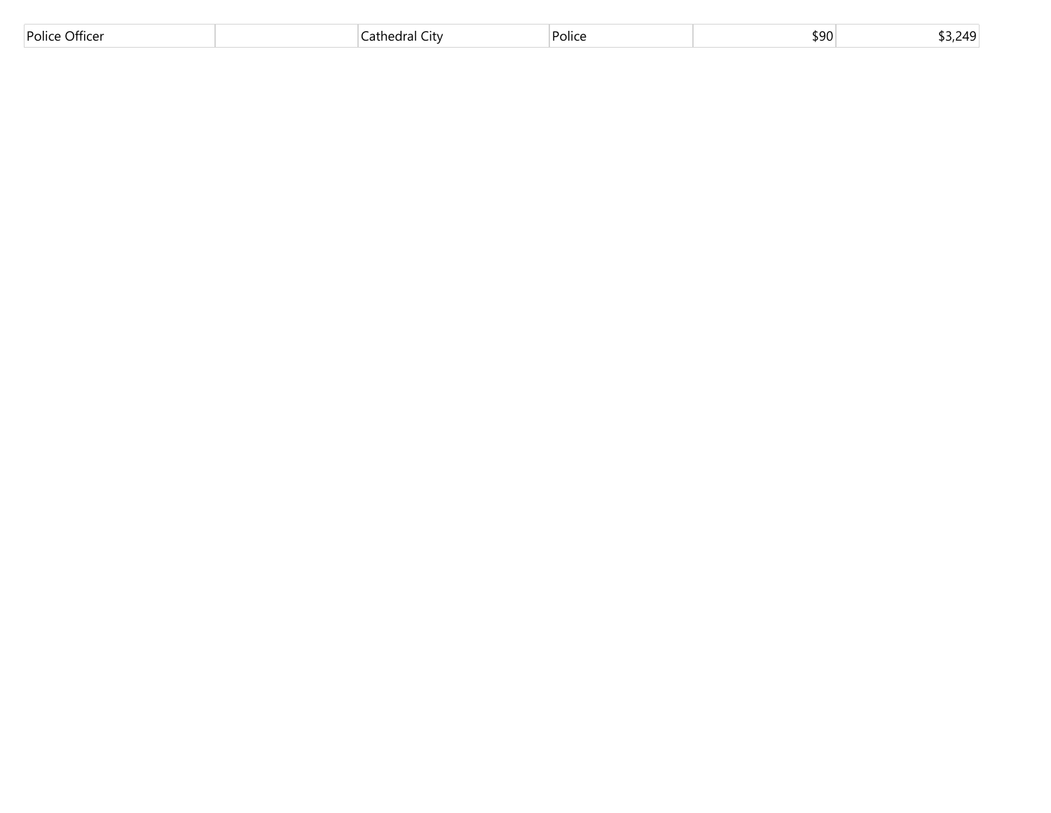| | | | | | |
|---|---|---|---|---|---|
| Police Officer | | Cathedral City | Police | $90 | $3,249 |